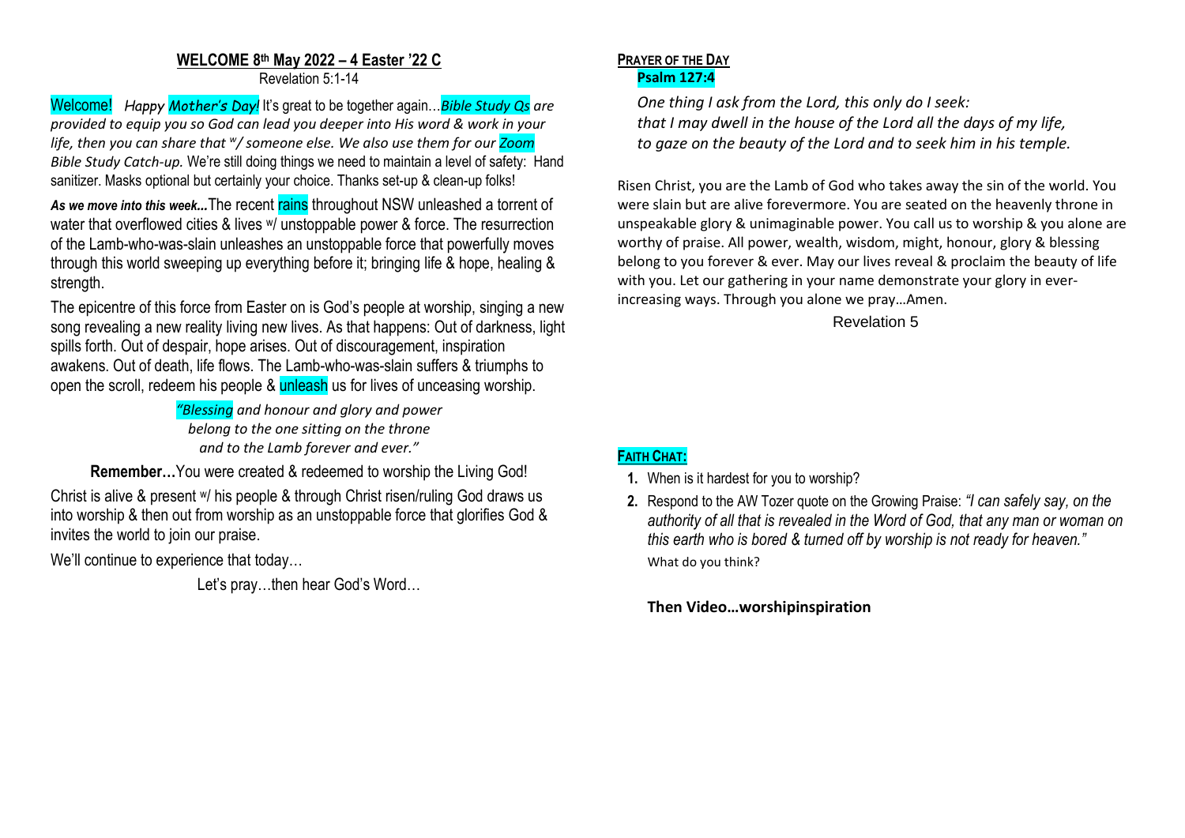## WELCOME 8th May 2022 – 4 Easter '22 C

Revelation 5:1-14

Welcome! *Happy Mother's Day!* It's great to be together again…*Bible Study Qs are provided to equip you so God can lead you deeper into His word & work in your life, then you can share that w/ someone else. We also use them for our Zoom Bible Study Catch-up.* We're still doing things we need to maintain a level of safety: Hand sanitizer. Masks optional but certainly your choice. Thanks set-up & clean-up folks!

***As we move into this week…*** The recent rains throughout NSW unleashed a torrent of water that overflowed cities & lives w/ unstoppable power & force. The resurrection of the Lamb-who-was-slain unleashes an unstoppable force that powerfully moves through this world sweeping up everything before it; bringing life & hope, healing & strength.

The epicentre of this force from Easter on is God's people at worship, singing a new song revealing a new reality living new lives. As that happens: Out of darkness, light spills forth. Out of despair, hope arises. Out of discouragement, inspiration awakens. Out of death, life flows. The Lamb-who-was-slain suffers & triumphs to open the scroll, redeem his people & unleash us for lives of unceasing worship.

*"Blessing and honour and glory and power*
*belong to the one sitting on the throne*
*and to the Lamb forever and ever."*

**Remember…** You were created & redeemed to worship the Living God!

Christ is alive & present w/ his people & through Christ risen/ruling God draws us into worship & then out from worship as an unstoppable force that glorifies God & invites the world to join our praise.

We'll continue to experience that today…

Let's pray…then hear God's Word…

### PRAYER OF THE DAY

**Psalm 127:4**

*One thing I ask from the Lord, this only do I seek:*
*that I may dwell in the house of the Lord all the days of my life,*
*to gaze on the beauty of the Lord and to seek him in his temple.*

Risen Christ, you are the Lamb of God who takes away the sin of the world. You were slain but are alive forevermore. You are seated on the heavenly throne in unspeakable glory & unimaginable power. You call us to worship & you alone are worthy of praise. All power, wealth, wisdom, might, honour, glory & blessing belong to you forever & ever. May our lives reveal & proclaim the beauty of life with you. Let our gathering in your name demonstrate your glory in ever-increasing ways. Through you alone we pray…Amen.

Revelation 5

### FAITH CHAT:

1. When is it hardest for you to worship?
2. Respond to the AW Tozer quote on the Growing Praise: *"I can safely say, on the authority of all that is revealed in the Word of God, that any man or woman on this earth who is bored & turned off by worship is not ready for heaven."* What do you think?

**Then Video…worshipinspiration**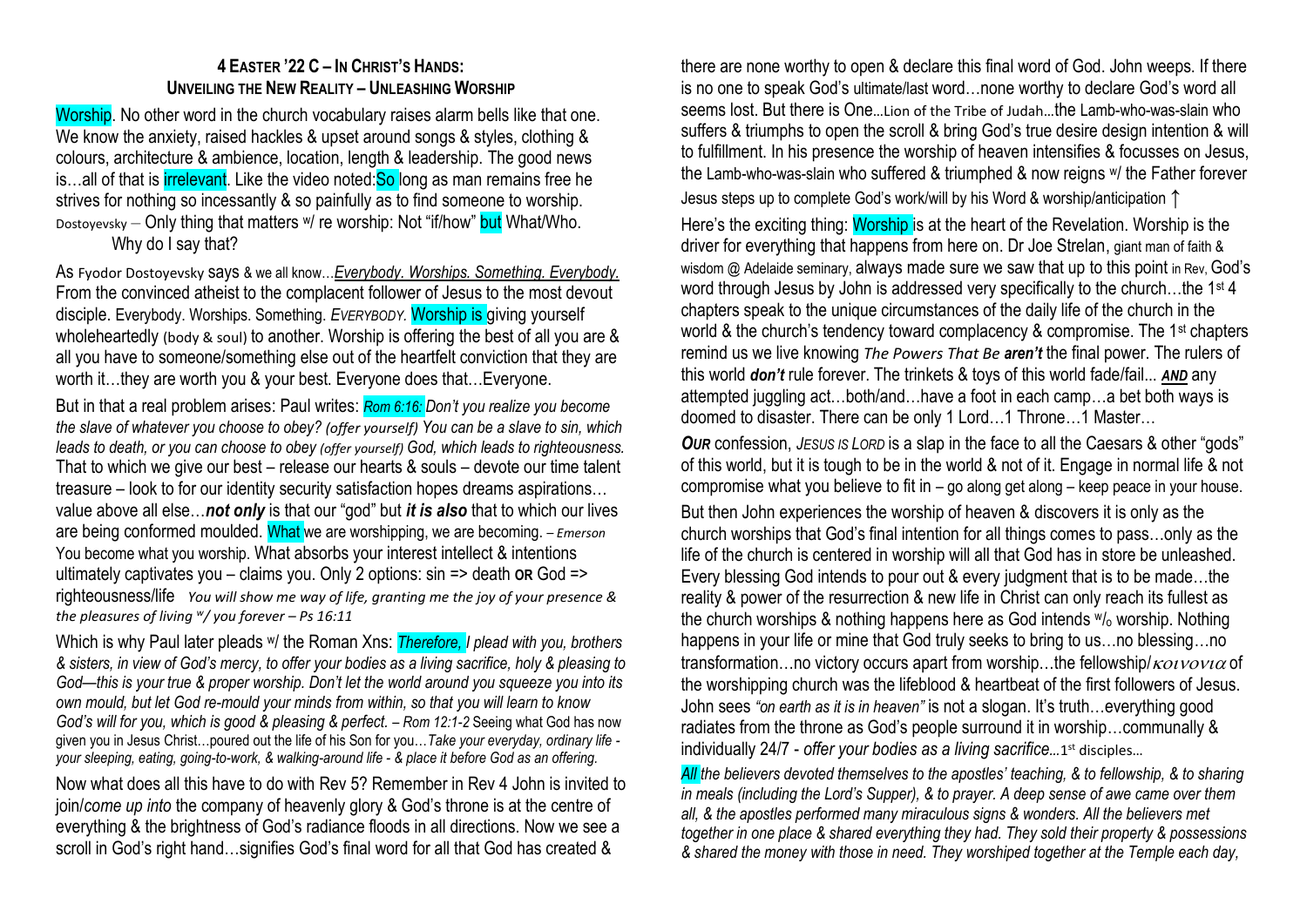## 4 EASTER '22 C – IN CHRIST'S HANDS: UNVEILING THE NEW REALITY – UNLEASHING WORSHIP

Worship. No other word in the church vocabulary raises alarm bells like that one. We know the anxiety, raised hackles & upset around songs & styles, clothing & colours, architecture & ambience, location, length & leadership. The good news is…all of that is irrelevant. Like the video noted: So long as man remains free he strives for nothing so incessantly & so painfully as to find someone to worship. Dostoyevsky – Only thing that matters w/ re worship: Not "if/how" but What/Who.

Why do I say that?

As Fyodor Dostoyevsky says & we all know…*Everybody. Worships. Something. Everybody.* From the convinced atheist to the complacent follower of Jesus to the most devout disciple. Everybody. Worships. Something. *EVERYBODY.* Worship is giving yourself wholeheartedly (body & soul) to another. Worship is offering the best of all you are & all you have to someone/something else out of the heartfelt conviction that they are worth it…they are worth you & your best. Everyone does that…Everyone.

But in that a real problem arises: Paul writes: *Rom 6:16: Don't you realize you become the slave of whatever you choose to obey? (offer yourself) You can be a slave to sin, which leads to death, or you can choose to obey (offer yourself) God, which leads to righteousness.* That to which we give our best – release our hearts & souls – devote our time talent treasure – look to for our identity security satisfaction hopes dreams aspirations… value above all else…***not only*** is that our "god" but ***it is also*** that to which our lives are being conformed moulded. What we are worshipping, we are becoming. – *Emerson* You become what you worship. What absorbs your interest intellect & intentions ultimately captivates you – claims you. Only 2 options: sin => death **OR** God => righteousness/life *You will show me way of life, granting me the joy of your presence & the pleasures of living w/ you forever – Ps 16:11*

Which is why Paul later pleads w/ the Roman Xns: *Therefore, I plead with you, brothers & sisters, in view of God's mercy, to offer your bodies as a living sacrifice, holy & pleasing to God—this is your true & proper worship. Don't let the world around you squeeze you into its own mould, but let God re-mould your minds from within, so that you will learn to know God's will for you, which is good & pleasing & perfect. – Rom 12:1-2* Seeing what God has now given you in Jesus Christ…poured out the life of his Son for you…*Take your everyday, ordinary life - your sleeping, eating, going-to-work, & walking-around life - & place it before God as an offering.*

Now what does all this have to do with Rev 5? Remember in Rev 4 John is invited to join/*come up into* the company of heavenly glory & God's throne is at the centre of everything & the brightness of God's radiance floods in all directions. Now we see a scroll in God's right hand…signifies God's final word for all that God has created & there are none worthy to open & declare this final word of God. John weeps. If there is no one to speak God's ultimate/last word…none worthy to declare God's word all seems lost. But there is One…Lion of the Tribe of Judah…the Lamb-who-was-slain who suffers & triumphs to open the scroll & bring God's true desire design intention & will to fulfillment. In his presence the worship of heaven intensifies & focusses on Jesus, the Lamb-who-was-slain who suffered & triumphed & now reigns w/ the Father forever Jesus steps up to complete God's work/will by his Word & worship/anticipation ↑

Here's the exciting thing: Worship is at the heart of the Revelation. Worship is the driver for everything that happens from here on. Dr Joe Strelan, giant man of faith & wisdom @ Adelaide seminary, always made sure we saw that up to this point in Rev, God's word through Jesus by John is addressed very specifically to the church…the 1st 4 chapters speak to the unique circumstances of the daily life of the church in the world & the church's tendency toward complacency & compromise. The 1st chapters remind us we live knowing *The Powers That Be* ***aren't*** the final power. The rulers of this world ***don't*** rule forever. The trinkets & toys of this world fade/fail... ***AND*** any attempted juggling act…both/and…have a foot in each camp…a bet both ways is doomed to disaster. There can be only 1 Lord…1 Throne…1 Master…

***OUR*** confession, *JESUS IS LORD* is a slap in the face to all the Caesars & other "gods" of this world, but it is tough to be in the world & not of it. Engage in normal life & not compromise what you believe to fit in – go along get along – keep peace in your house.

But then John experiences the worship of heaven & discovers it is only as the church worships that God's final intention for all things comes to pass…only as the life of the church is centered in worship will all that God has in store be unleashed. Every blessing God intends to pour out & every judgment that is to be made…the reality & power of the resurrection & new life in Christ can only reach its fullest as the church worships & nothing happens here as God intends w/o worship. Nothing happens in your life or mine that God truly seeks to bring to us…no blessing…no transformation…no victory occurs apart from worship…the fellowship/κοινονια of the worshipping church was the lifeblood & heartbeat of the first followers of Jesus. John sees *"on earth as it is in heaven"* is not a slogan. It's truth…everything good radiates from the throne as God's people surround it in worship…communally & individually 24/7 - *offer your bodies as a living sacrifice…*1st disciples…

*All the believers devoted themselves to the apostles' teaching, & to fellowship, & to sharing in meals (including the Lord's Supper), & to prayer. A deep sense of awe came over them all, & the apostles performed many miraculous signs & wonders. All the believers met together in one place & shared everything they had. They sold their property & possessions & shared the money with those in need. They worshiped together at the Temple each day,*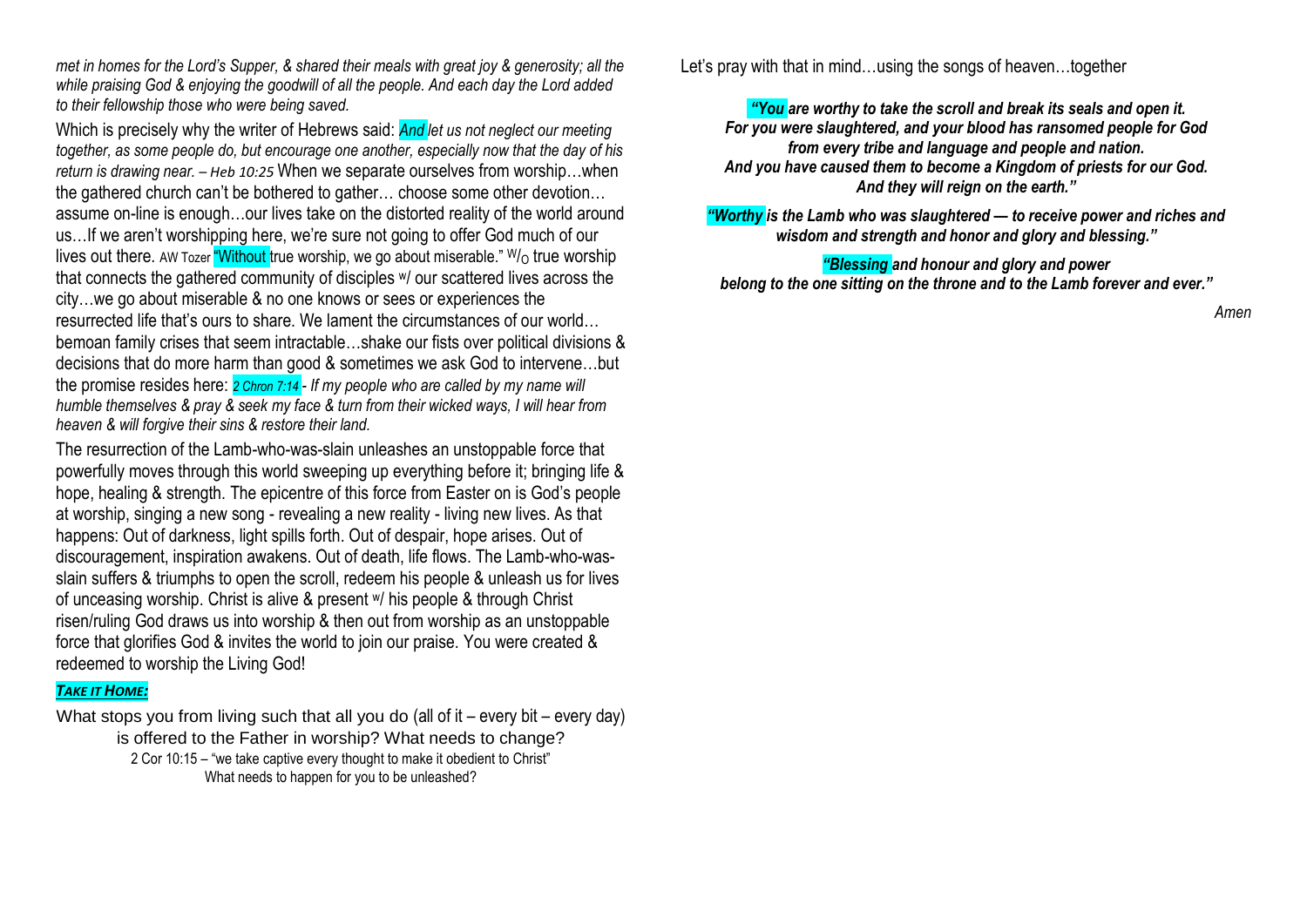*met in homes for the Lord's Supper, & shared their meals with great joy & generosity; all the while praising God & enjoying the goodwill of all the people. And each day the Lord added to their fellowship those who were being saved.*

Which is precisely why the writer of Hebrews said: *And let us not neglect our meeting together, as some people do, but encourage one another, especially now that the day of his return is drawing near. – Heb 10:25* When we separate ourselves from worship…when the gathered church can't be bothered to gather… choose some other devotion… assume on-line is enough…our lives take on the distorted reality of the world around us…If we aren't worshipping here, we're sure not going to offer God much of our lives out there. AW Tozer "Without true worship, we go about miserable." W/o true worship that connects the gathered community of disciples w/ our scattered lives across the city…we go about miserable & no one knows or sees or experiences the resurrected life that's ours to share. We lament the circumstances of our world… bemoan family crises that seem intractable…shake our fists over political divisions & decisions that do more harm than good & sometimes we ask God to intervene…but the promise resides here: *2 Chron 7:14 - If my people who are called by my name will humble themselves & pray & seek my face & turn from their wicked ways, I will hear from heaven & will forgive their sins & restore their land.*

The resurrection of the Lamb-who-was-slain unleashes an unstoppable force that powerfully moves through this world sweeping up everything before it; bringing life & hope, healing & strength. The epicentre of this force from Easter on is God's people at worship, singing a new song - revealing a new reality - living new lives. As that happens: Out of darkness, light spills forth. Out of despair, hope arises. Out of discouragement, inspiration awakens. Out of death, life flows. The Lamb-who-was-slain suffers & triumphs to open the scroll, redeem his people & unleash us for lives of unceasing worship. Christ is alive & present w/ his people & through Christ risen/ruling God draws us into worship & then out from worship as an unstoppable force that glorifies God & invites the world to join our praise. You were created & redeemed to worship the Living God!

***Take it Home:***

What stops you from living such that all you do (all of it – every bit – every day) is offered to the Father in worship? What needs to change?

2 Cor 10:15 – "we take captive every thought to make it obedient to Christ"

What needs to happen for you to be unleashed?

Let's pray with that in mind…using the songs of heaven…together

***"You are worthy to take the scroll and break its seals and open it. For you were slaughtered, and your blood has ransomed people for God from every tribe and language and people and nation. And you have caused them to become a Kingdom of priests for our God. And they will reign on the earth."***

***"Worthy is the Lamb who was slaughtered — to receive power and riches and wisdom and strength and honor and glory and blessing."***

***"Blessing and honour and glory and power belong to the one sitting on the throne and to the Lamb forever and ever."***

*Amen*